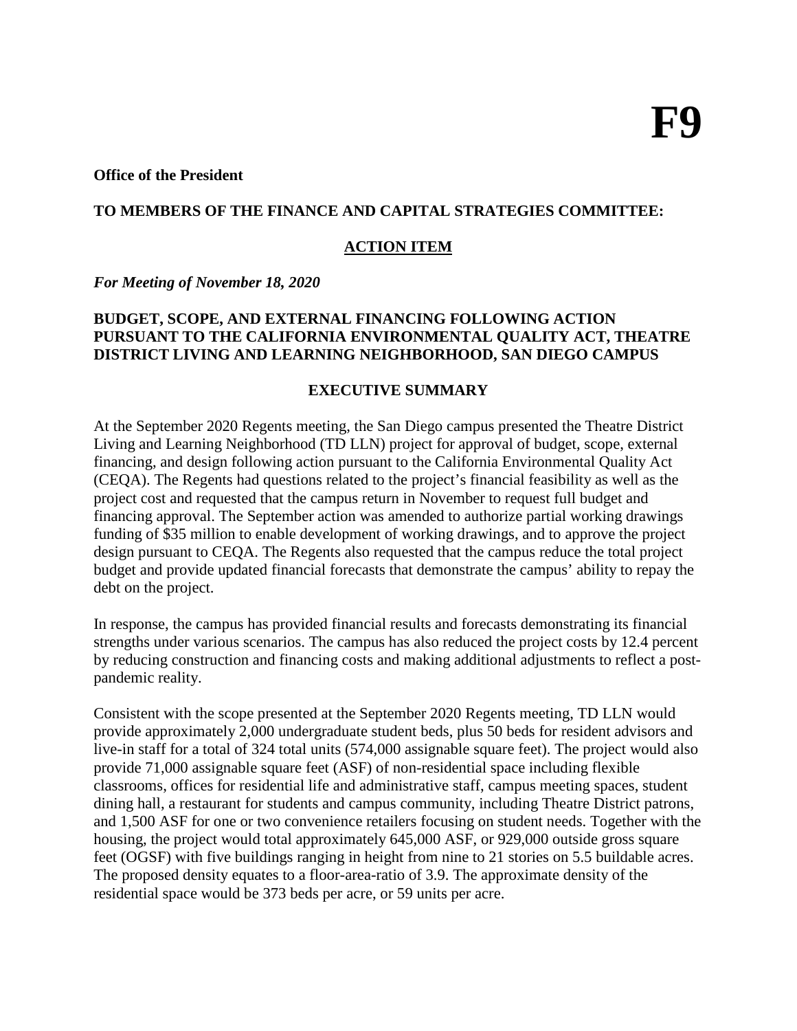# F9

**Office of the President**

**TO MEMBERS OF THE FINANCE AND CAPITAL STRATEGIES COMMITTEE:**

**ACTION ITEM**

***For Meeting of November 18, 2020***

**BUDGET, SCOPE, AND EXTERNAL FINANCING FOLLOWING ACTION PURSUANT TO THE CALIFORNIA ENVIRONMENTAL QUALITY ACT, THEATRE DISTRICT LIVING AND LEARNING NEIGHBORHOOD, SAN DIEGO CAMPUS**

**EXECUTIVE SUMMARY**

At the September 2020 Regents meeting, the San Diego campus presented the Theatre District Living and Learning Neighborhood (TD LLN) project for approval of budget, scope, external financing, and design following action pursuant to the California Environmental Quality Act (CEQA). The Regents had questions related to the project's financial feasibility as well as the project cost and requested that the campus return in November to request full budget and financing approval. The September action was amended to authorize partial working drawings funding of $35 million to enable development of working drawings, and to approve the project design pursuant to CEQA. The Regents also requested that the campus reduce the total project budget and provide updated financial forecasts that demonstrate the campus' ability to repay the debt on the project.

In response, the campus has provided financial results and forecasts demonstrating its financial strengths under various scenarios. The campus has also reduced the project costs by 12.4 percent by reducing construction and financing costs and making additional adjustments to reflect a post-pandemic reality.

Consistent with the scope presented at the September 2020 Regents meeting, TD LLN would provide approximately 2,000 undergraduate student beds, plus 50 beds for resident advisors and live-in staff for a total of 324 total units (574,000 assignable square feet). The project would also provide 71,000 assignable square feet (ASF) of non-residential space including flexible classrooms, offices for residential life and administrative staff, campus meeting spaces, student dining hall, a restaurant for students and campus community, including Theatre District patrons, and 1,500 ASF for one or two convenience retailers focusing on student needs. Together with the housing, the project would total approximately 645,000 ASF, or 929,000 outside gross square feet (OGSF) with five buildings ranging in height from nine to 21 stories on 5.5 buildable acres. The proposed density equates to a floor-area-ratio of 3.9. The approximate density of the residential space would be 373 beds per acre, or 59 units per acre.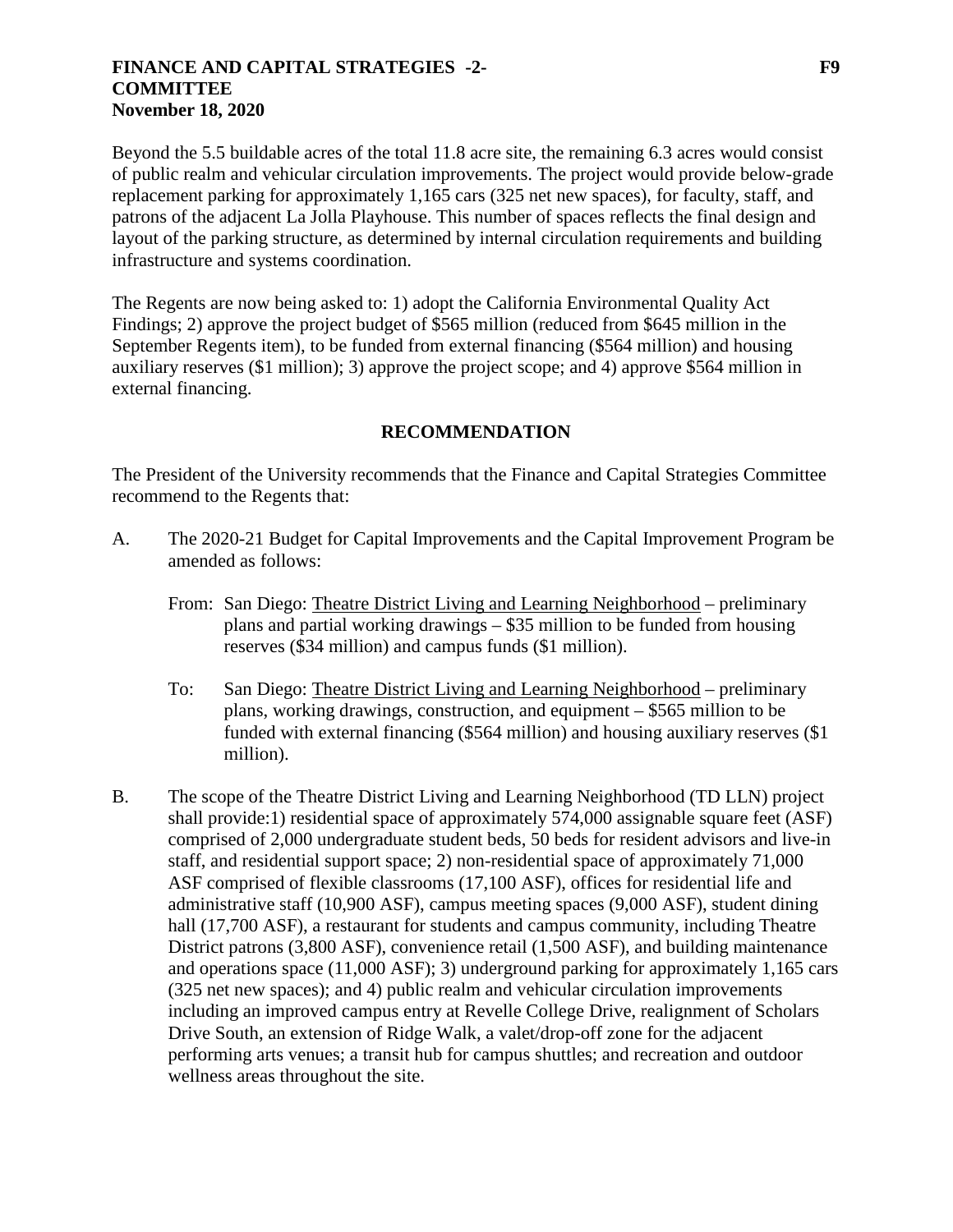Beyond the 5.5 buildable acres of the total 11.8 acre site, the remaining 6.3 acres would consist of public realm and vehicular circulation improvements. The project would provide below-grade replacement parking for approximately 1,165 cars (325 net new spaces), for faculty, staff, and patrons of the adjacent La Jolla Playhouse. This number of spaces reflects the final design and layout of the parking structure, as determined by internal circulation requirements and building infrastructure and systems coordination.

The Regents are now being asked to: 1) adopt the California Environmental Quality Act Findings; 2) approve the project budget of $565 million (reduced from $645 million in the September Regents item), to be funded from external financing ($564 million) and housing auxiliary reserves ($1 million); 3) approve the project scope; and 4) approve $564 million in external financing.

## RECOMMENDATION

The President of the University recommends that the Finance and Capital Strategies Committee recommend to the Regents that:

A. The 2020-21 Budget for Capital Improvements and the Capital Improvement Program be amended as follows:

   From: San Diego: Theatre District Living and Learning Neighborhood – preliminary plans and partial working drawings – $35 million to be funded from housing reserves ($34 million) and campus funds ($1 million).

   To: San Diego: Theatre District Living and Learning Neighborhood – preliminary plans, working drawings, construction, and equipment – $565 million to be funded with external financing ($564 million) and housing auxiliary reserves ($1 million).

B. The scope of the Theatre District Living and Learning Neighborhood (TD LLN) project shall provide:1) residential space of approximately 574,000 assignable square feet (ASF) comprised of 2,000 undergraduate student beds, 50 beds for resident advisors and live-in staff, and residential support space; 2) non-residential space of approximately 71,000 ASF comprised of flexible classrooms (17,100 ASF), offices for residential life and administrative staff (10,900 ASF), campus meeting spaces (9,000 ASF), student dining hall (17,700 ASF), a restaurant for students and campus community, including Theatre District patrons (3,800 ASF), convenience retail (1,500 ASF), and building maintenance and operations space (11,000 ASF); 3) underground parking for approximately 1,165 cars (325 net new spaces); and 4) public realm and vehicular circulation improvements including an improved campus entry at Revelle College Drive, realignment of Scholars Drive South, an extension of Ridge Walk, a valet/drop-off zone for the adjacent performing arts venues; a transit hub for campus shuttles; and recreation and outdoor wellness areas throughout the site.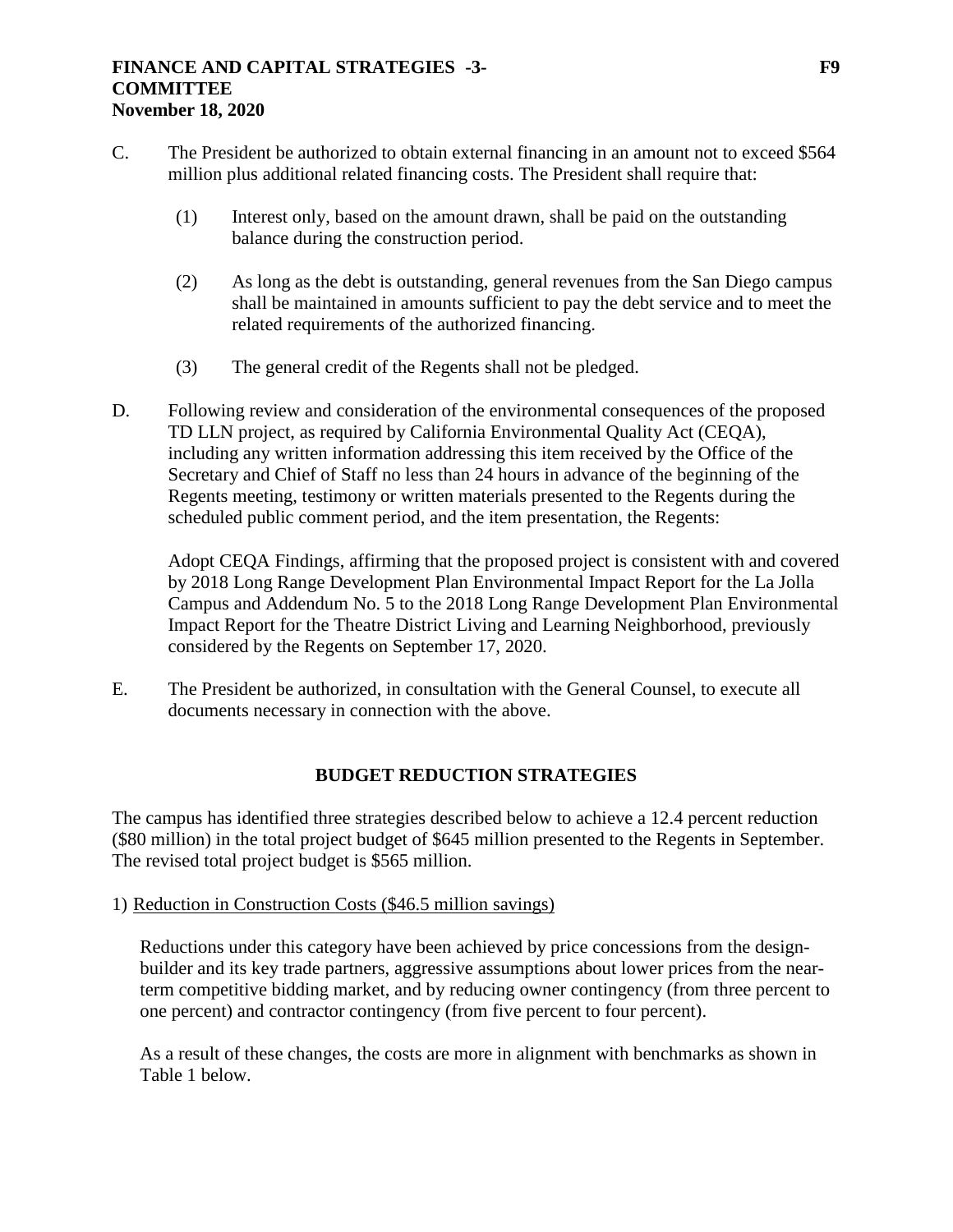C. The President be authorized to obtain external financing in an amount not to exceed $564 million plus additional related financing costs. The President shall require that:

   (1) Interest only, based on the amount drawn, shall be paid on the outstanding balance during the construction period.

   (2) As long as the debt is outstanding, general revenues from the San Diego campus shall be maintained in amounts sufficient to pay the debt service and to meet the related requirements of the authorized financing.

   (3) The general credit of the Regents shall not be pledged.

D. Following review and consideration of the environmental consequences of the proposed TD LLN project, as required by California Environmental Quality Act (CEQA), including any written information addressing this item received by the Office of the Secretary and Chief of Staff no less than 24 hours in advance of the beginning of the Regents meeting, testimony or written materials presented to the Regents during the scheduled public comment period, and the item presentation, the Regents:

   Adopt CEQA Findings, affirming that the proposed project is consistent with and covered by 2018 Long Range Development Plan Environmental Impact Report for the La Jolla Campus and Addendum No. 5 to the 2018 Long Range Development Plan Environmental Impact Report for the Theatre District Living and Learning Neighborhood, previously considered by the Regents on September 17, 2020.

E. The President be authorized, in consultation with the General Counsel, to execute all documents necessary in connection with the above.

## BUDGET REDUCTION STRATEGIES

The campus has identified three strategies described below to achieve a 12.4 percent reduction ($80 million) in the total project budget of $645 million presented to the Regents in September. The revised total project budget is $565 million.

1) Reduction in Construction Costs ($46.5 million savings)

   Reductions under this category have been achieved by price concessions from the design-builder and its key trade partners, aggressive assumptions about lower prices from the near-term competitive bidding market, and by reducing owner contingency (from three percent to one percent) and contractor contingency (from five percent to four percent).

   As a result of these changes, the costs are more in alignment with benchmarks as shown in Table 1 below.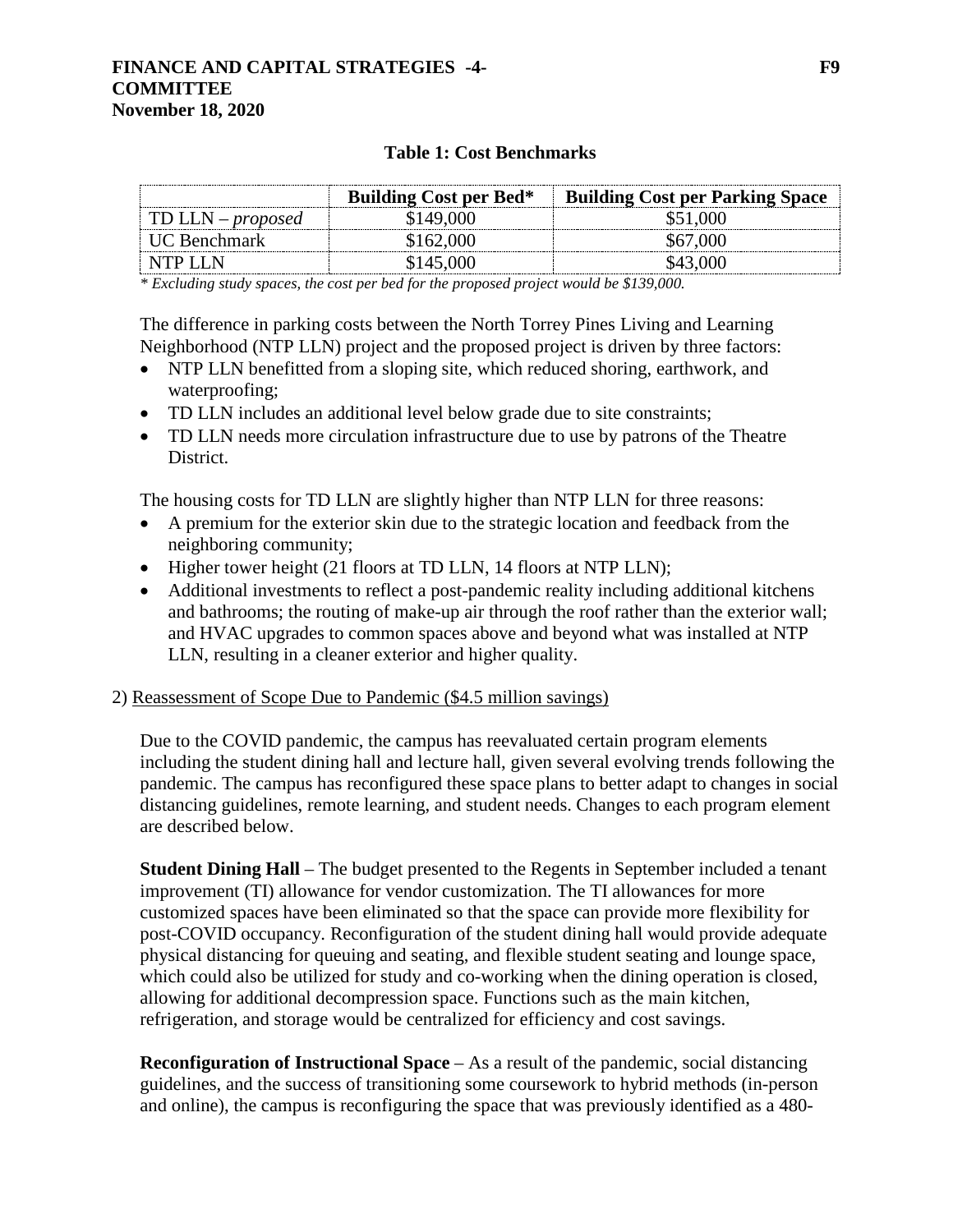**Table 1: Cost Benchmarks**

| | Building Cost per Bed* | Building Cost per Parking Space |
|---|---|---|
| TD LLN – *proposed* | $149,000 | $51,000 |
| UC Benchmark | $162,000 | $67,000 |
| NTP LLN | $145,000 | $43,000 |

*\* Excluding study spaces, the cost per bed for the proposed project would be $139,000.*

The difference in parking costs between the North Torrey Pines Living and Learning Neighborhood (NTP LLN) project and the proposed project is driven by three factors:

- NTP LLN benefitted from a sloping site, which reduced shoring, earthwork, and waterproofing;
- TD LLN includes an additional level below grade due to site constraints;
- TD LLN needs more circulation infrastructure due to use by patrons of the Theatre District.

The housing costs for TD LLN are slightly higher than NTP LLN for three reasons:

- A premium for the exterior skin due to the strategic location and feedback from the neighboring community;
- Higher tower height (21 floors at TD LLN, 14 floors at NTP LLN);
- Additional investments to reflect a post-pandemic reality including additional kitchens and bathrooms; the routing of make-up air through the roof rather than the exterior wall; and HVAC upgrades to common spaces above and beyond what was installed at NTP LLN, resulting in a cleaner exterior and higher quality.

2) Reassessment of Scope Due to Pandemic ($4.5 million savings)

Due to the COVID pandemic, the campus has reevaluated certain program elements including the student dining hall and lecture hall, given several evolving trends following the pandemic. The campus has reconfigured these space plans to better adapt to changes in social distancing guidelines, remote learning, and student needs. Changes to each program element are described below.

**Student Dining Hall** – The budget presented to the Regents in September included a tenant improvement (TI) allowance for vendor customization. The TI allowances for more customized spaces have been eliminated so that the space can provide more flexibility for post-COVID occupancy. Reconfiguration of the student dining hall would provide adequate physical distancing for queuing and seating, and flexible student seating and lounge space, which could also be utilized for study and co-working when the dining operation is closed, allowing for additional decompression space. Functions such as the main kitchen, refrigeration, and storage would be centralized for efficiency and cost savings.

**Reconfiguration of Instructional Space** – As a result of the pandemic, social distancing guidelines, and the success of transitioning some coursework to hybrid methods (in-person and online), the campus is reconfiguring the space that was previously identified as a 480-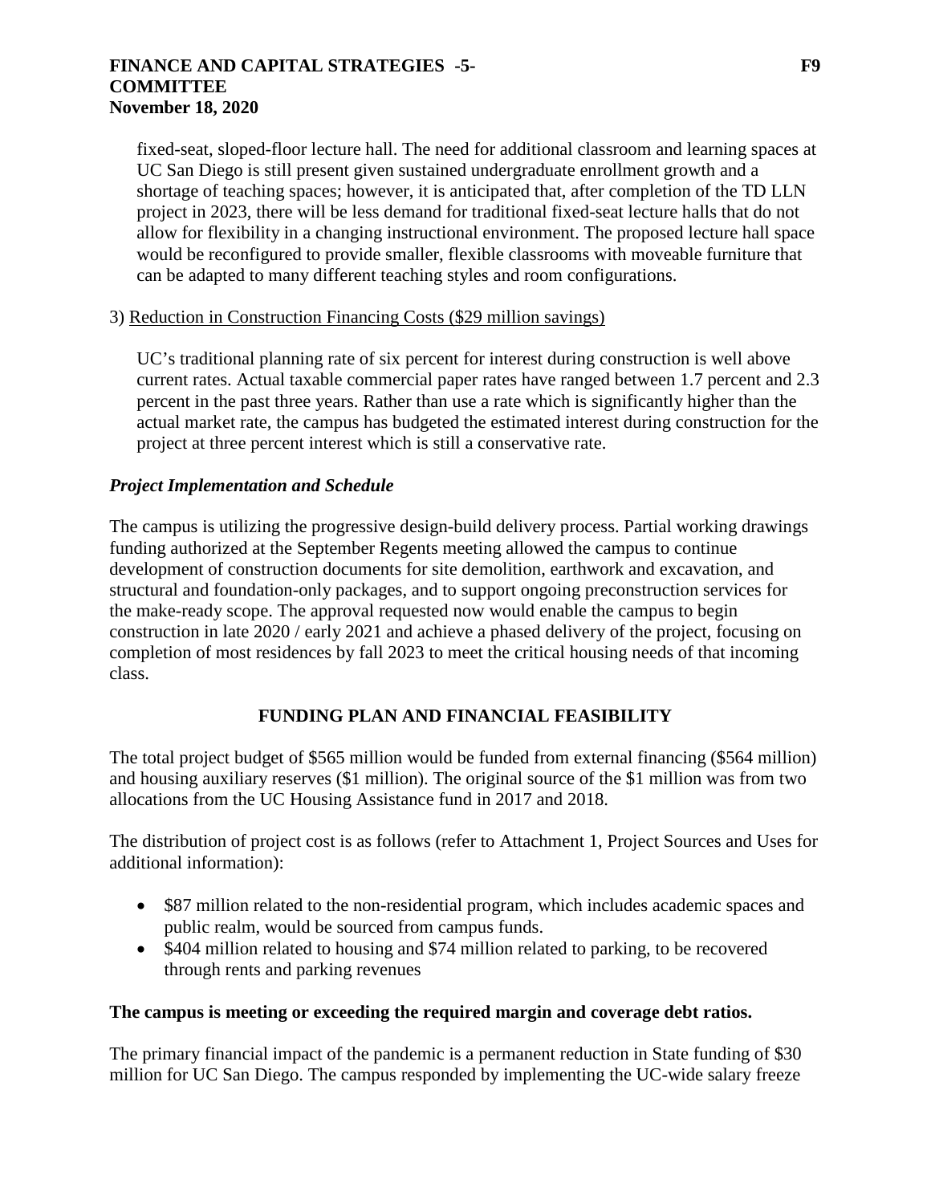fixed-seat, sloped-floor lecture hall. The need for additional classroom and learning spaces at UC San Diego is still present given sustained undergraduate enrollment growth and a shortage of teaching spaces; however, it is anticipated that, after completion of the TD LLN project in 2023, there will be less demand for traditional fixed-seat lecture halls that do not allow for flexibility in a changing instructional environment. The proposed lecture hall space would be reconfigured to provide smaller, flexible classrooms with moveable furniture that can be adapted to many different teaching styles and room configurations.

3) Reduction in Construction Financing Costs ($29 million savings)

UC's traditional planning rate of six percent for interest during construction is well above current rates. Actual taxable commercial paper rates have ranged between 1.7 percent and 2.3 percent in the past three years. Rather than use a rate which is significantly higher than the actual market rate, the campus has budgeted the estimated interest during construction for the project at three percent interest which is still a conservative rate.

### *Project Implementation and Schedule*

The campus is utilizing the progressive design-build delivery process. Partial working drawings funding authorized at the September Regents meeting allowed the campus to continue development of construction documents for site demolition, earthwork and excavation, and structural and foundation-only packages, and to support ongoing preconstruction services for the make-ready scope. The approval requested now would enable the campus to begin construction in late 2020 / early 2021 and achieve a phased delivery of the project, focusing on completion of most residences by fall 2023 to meet the critical housing needs of that incoming class.

## FUNDING PLAN AND FINANCIAL FEASIBILITY

The total project budget of $565 million would be funded from external financing ($564 million) and housing auxiliary reserves ($1 million). The original source of the $1 million was from two allocations from the UC Housing Assistance fund in 2017 and 2018.

The distribution of project cost is as follows (refer to Attachment 1, Project Sources and Uses for additional information):

- $87 million related to the non-residential program, which includes academic spaces and public realm, would be sourced from campus funds.
- $404 million related to housing and $74 million related to parking, to be recovered through rents and parking revenues

**The campus is meeting or exceeding the required margin and coverage debt ratios.**

The primary financial impact of the pandemic is a permanent reduction in State funding of $30 million for UC San Diego. The campus responded by implementing the UC-wide salary freeze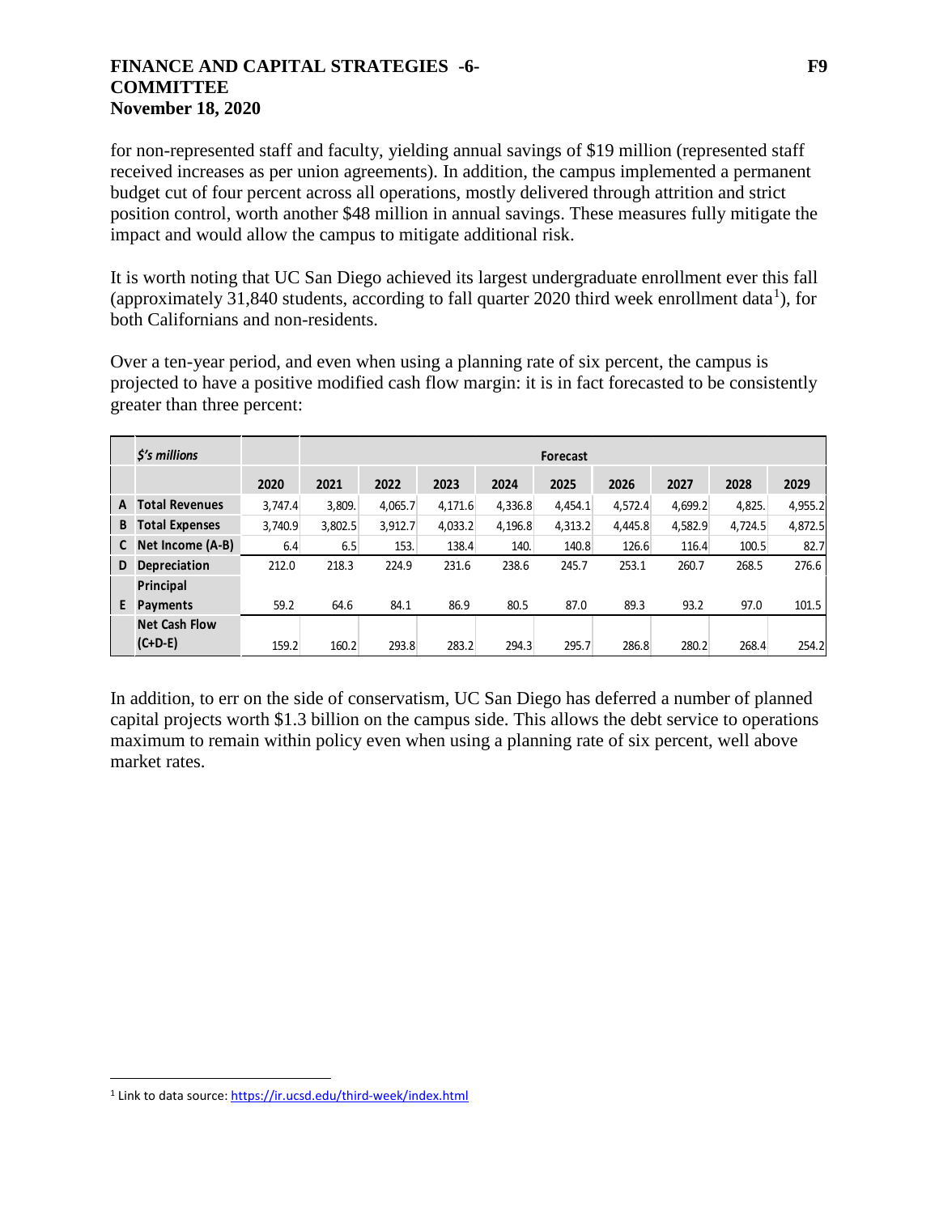for non-represented staff and faculty, yielding annual savings of $19 million (represented staff received increases as per union agreements). In addition, the campus implemented a permanent budget cut of four percent across all operations, mostly delivered through attrition and strict position control, worth another $48 million in annual savings. These measures fully mitigate the impact and would allow the campus to mitigate additional risk.

It is worth noting that UC San Diego achieved its largest undergraduate enrollment ever this fall (approximately 31,840 students, according to fall quarter 2020 third week enrollment data[1]), for both Californians and non-residents.

Over a ten-year period, and even when using a planning rate of six percent, the campus is projected to have a positive modified cash flow margin: it is in fact forecasted to be consistently greater than three percent:

| | *$'s millions* | | Forecast | | | | | | | | |
|---|---|---|---|---|---|---|---|---|---|---|---|
| | | 2020 | 2021 | 2022 | 2023 | 2024 | 2025 | 2026 | 2027 | 2028 | 2029 |
| A | Total Revenues | 3,747.4 | 3,809. | 4,065.7 | 4,171.6 | 4,336.8 | 4,454.1 | 4,572.4 | 4,699.2 | 4,825. | 4,955.2 |
| B | Total Expenses | 3,740.9 | 3,802.5 | 3,912.7 | 4,033.2 | 4,196.8 | 4,313.2 | 4,445.8 | 4,582.9 | 4,724.5 | 4,872.5 |
| C | Net Income (A-B) | 6.4 | 6.5 | 153. | 138.4 | 140. | 140.8 | 126.6 | 116.4 | 100.5 | 82.7 |
| D | Depreciation | 212.0 | 218.3 | 224.9 | 231.6 | 238.6 | 245.7 | 253.1 | 260.7 | 268.5 | 276.6 |
| E | Principal Payments | 59.2 | 64.6 | 84.1 | 86.9 | 80.5 | 87.0 | 89.3 | 93.2 | 97.0 | 101.5 |
| | Net Cash Flow (C+D-E) | 159.2 | 160.2 | 293.8 | 283.2 | 294.3 | 295.7 | 286.8 | 280.2 | 268.4 | 254.2 |

In addition, to err on the side of conservatism, UC San Diego has deferred a number of planned capital projects worth $1.3 billion on the campus side. This allows the debt service to operations maximum to remain within policy even when using a planning rate of six percent, well above market rates.

[1] Link to data source: https://ir.ucsd.edu/third-week/index.html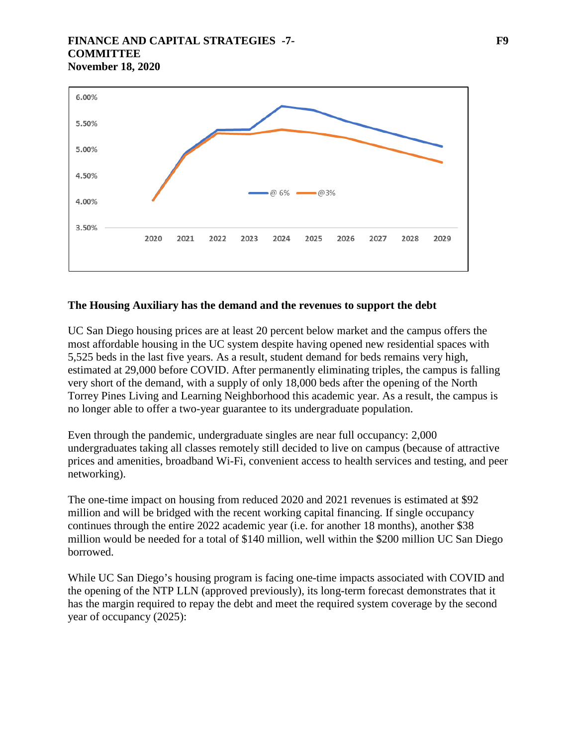The Housing Auxiliary has the demand and the revenues to support the debt

UC San Diego housing prices are at least 20 percent below market and the campus offers the most affordable housing in the UC system despite having opened new residential spaces with 5,525 beds in the last five years. As a result, student demand for beds remains very high, estimated at 29,000 before COVID. After permanently eliminating triples, the campus is falling very short of the demand, with a supply of only 18,000 beds after the opening of the North Torrey Pines Living and Learning Neighborhood this academic year. As a result, the campus is no longer able to offer a two-year guarantee to its undergraduate population.

Even through the pandemic, undergraduate singles are near full occupancy: 2,000 undergraduates taking all classes remotely still decided to live on campus (because of attractive prices and amenities, broadband Wi-Fi, convenient access to health services and testing, and peer networking).

The one-time impact on housing from reduced 2020 and 2021 revenues is estimated at $92 million and will be bridged with the recent working capital financing. If single occupancy continues through the entire 2022 academic year (i.e. for another 18 months), another $38 million would be needed for a total of $140 million, well within the $200 million UC San Diego borrowed.

While UC San Diego's housing program is facing one-time impacts associated with COVID and the opening of the NTP LLN (approved previously), its long-term forecast demonstrates that it has the margin required to repay the debt and meet the required system coverage by the second year of occupancy (2025):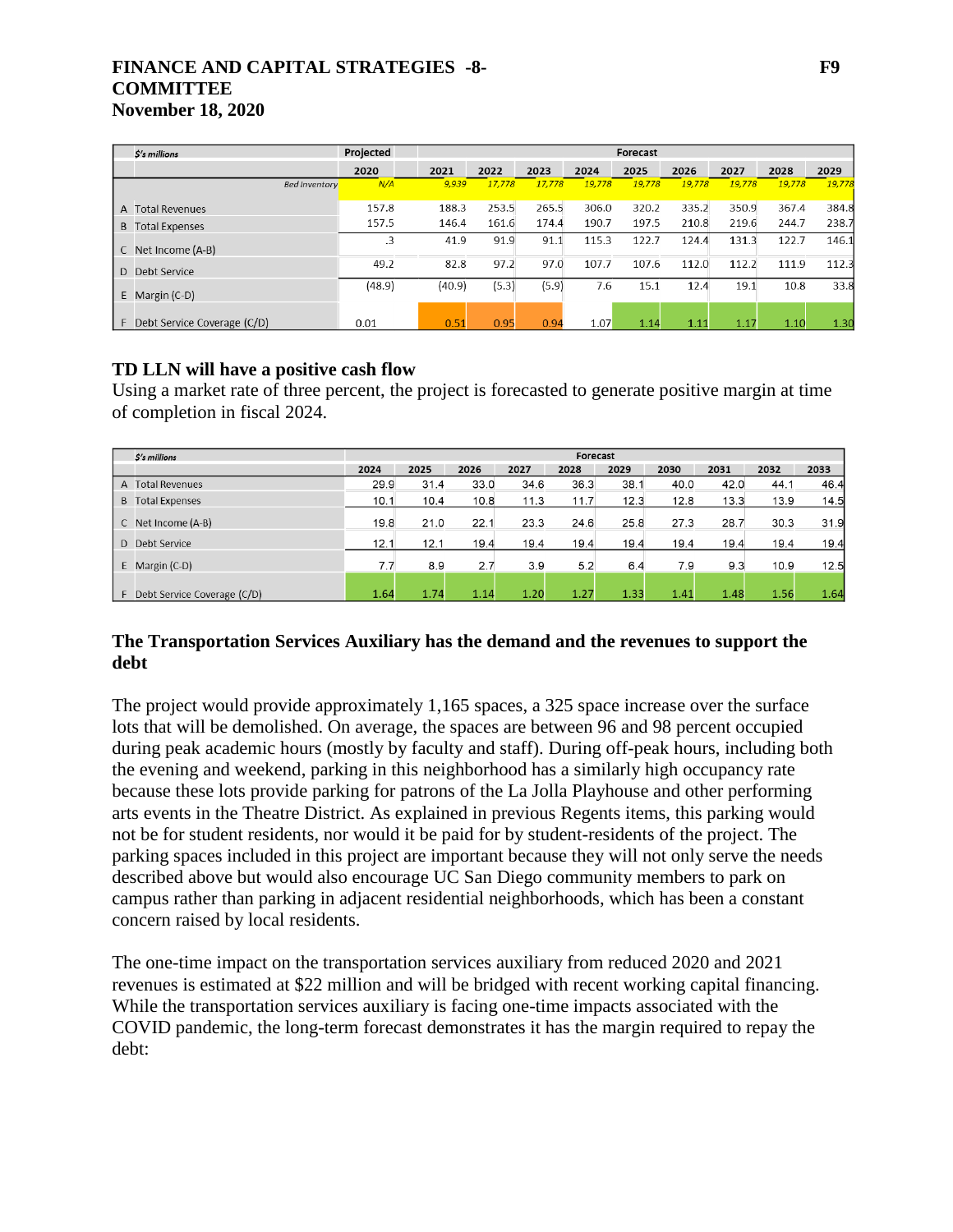| $'s millions | Projected | Forecast | | | | | | | | | |
|---|---|---|---|---|---|---|---|---|---|---|---|
| | 2020 | 2021 | 2022 | 2023 | 2024 | 2025 | 2026 | 2027 | 2028 | 2029 |
| *Bed Inventory* | *N/A* | *9,939* | *17,778* | *17,778* | *19,778* | *19,778* | *19,778* | *19,778* | *19,778* | *19,778* |
| A Total Revenues | 157.8 | 188.3 | 253.5 | 265.5 | 306.0 | 320.2 | 335.2 | 350.9 | 367.4 | 384.8 |
| B Total Expenses | 157.5 | 146.4 | 161.6 | 174.4 | 190.7 | 197.5 | 210.8 | 219.6 | 244.7 | 238.7 |
| C Net Income (A-B) | .3 | 41.9 | 91.9 | 91.1 | 115.3 | 122.7 | 124.4 | 131.3 | 122.7 | 146.1 |
| D Debt Service | 49.2 | 82.8 | 97.2 | 97.0 | 107.7 | 107.6 | 112.0 | 112.2 | 111.9 | 112.3 |
| E Margin (C-D) | (48.9) | (40.9) | (5.3) | (5.9) | 7.6 | 15.1 | 12.4 | 19.1 | 10.8 | 33.8 |
| F Debt Service Coverage (C/D) | 0.01 | 0.51 | 0.95 | 0.94 | 1.07 | 1.14 | 1.11 | 1.17 | 1.10 | 1.30 |

### TD LLN will have a positive cash flow

Using a market rate of three percent, the project is forecasted to generate positive margin at time of completion in fiscal 2024.

| $'s millions | Forecast | | | | | | | | | |
|---|---|---|---|---|---|---|---|---|---|---|
| | 2024 | 2025 | 2026 | 2027 | 2028 | 2029 | 2030 | 2031 | 2032 | 2033 |
| A Total Revenues | 29.9 | 31.4 | 33.0 | 34.6 | 36.3 | 38.1 | 40.0 | 42.0 | 44.1 | 46.4 |
| B Total Expenses | 10.1 | 10.4 | 10.8 | 11.3 | 11.7 | 12.3 | 12.8 | 13.3 | 13.9 | 14.5 |
| C Net Income (A-B) | 19.8 | 21.0 | 22.1 | 23.3 | 24.6 | 25.8 | 27.3 | 28.7 | 30.3 | 31.9 |
| D Debt Service | 12.1 | 12.1 | 19.4 | 19.4 | 19.4 | 19.4 | 19.4 | 19.4 | 19.4 | 19.4 |
| E Margin (C-D) | 7.7 | 8.9 | 2.7 | 3.9 | 5.2 | 6.4 | 7.9 | 9.3 | 10.9 | 12.5 |
| F Debt Service Coverage (C/D) | 1.64 | 1.74 | 1.14 | 1.20 | 1.27 | 1.33 | 1.41 | 1.48 | 1.56 | 1.64 |

### The Transportation Services Auxiliary has the demand and the revenues to support the debt

The project would provide approximately 1,165 spaces, a 325 space increase over the surface lots that will be demolished. On average, the spaces are between 96 and 98 percent occupied during peak academic hours (mostly by faculty and staff). During off-peak hours, including both the evening and weekend, parking in this neighborhood has a similarly high occupancy rate because these lots provide parking for patrons of the La Jolla Playhouse and other performing arts events in the Theatre District. As explained in previous Regents items, this parking would not be for student residents, nor would it be paid for by student-residents of the project. The parking spaces included in this project are important because they will not only serve the needs described above but would also encourage UC San Diego community members to park on campus rather than parking in adjacent residential neighborhoods, which has been a constant concern raised by local residents.

The one-time impact on the transportation services auxiliary from reduced 2020 and 2021 revenues is estimated at $22 million and will be bridged with recent working capital financing. While the transportation services auxiliary is facing one-time impacts associated with the COVID pandemic, the long-term forecast demonstrates it has the margin required to repay the debt: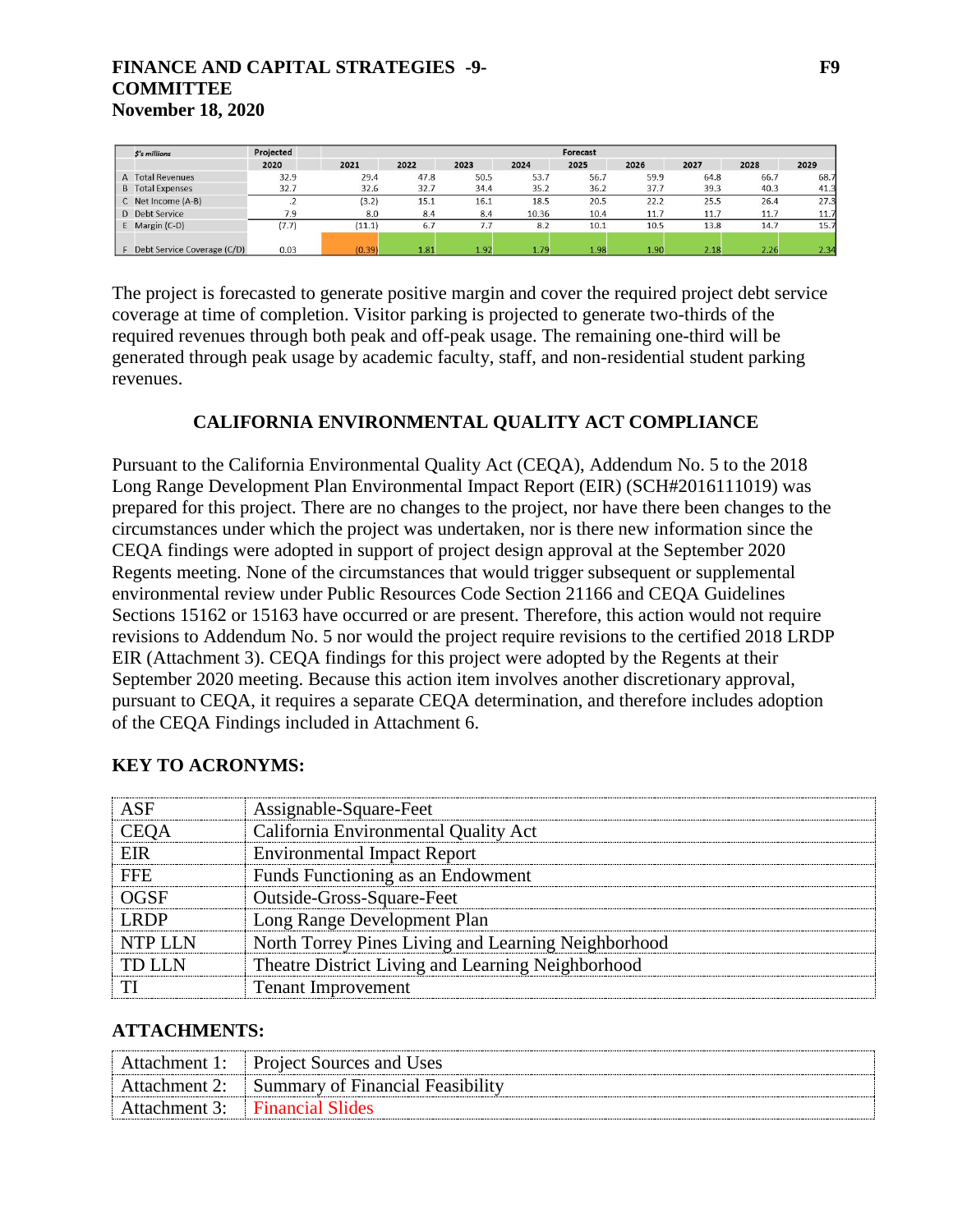| $'s millions | Projected | Forecast | | | | | | | | |
|---|---|---|---|---|---|---|---|---|---|---|
| | 2020 | 2021 | 2022 | 2023 | 2024 | 2025 | 2026 | 2027 | 2028 | 2029 |
| A Total Revenues | 32.9 | 29.4 | 47.8 | 50.5 | 53.7 | 56.7 | 59.9 | 64.8 | 66.7 | 68.7 |
| B Total Expenses | 32.7 | 32.6 | 32.7 | 34.4 | 35.2 | 36.2 | 37.7 | 39.3 | 40.3 | 41.3 |
| C Net Income (A-B) | .2 | (3.2) | 15.1 | 16.1 | 18.5 | 20.5 | 22.2 | 25.5 | 26.4 | 27.3 |
| D Debt Service | 7.9 | 8.0 | 8.4 | 8.4 | 10.36 | 10.4 | 11.7 | 11.7 | 11.7 | 11.7 |
| E Margin (C-D) | (7.7) | (11.1) | 6.7 | 7.7 | 8.2 | 10.1 | 10.5 | 13.8 | 14.7 | 15.7 |
| F Debt Service Coverage (C/D) | 0.03 | (0.39) | 1.81 | 1.92 | 1.79 | 1.98 | 1.90 | 2.18 | 2.26 | 2.34 |

The project is forecasted to generate positive margin and cover the required project debt service coverage at time of completion. Visitor parking is projected to generate two-thirds of the required revenues through both peak and off-peak usage. The remaining one-third will be generated through peak usage by academic faculty, staff, and non-residential student parking revenues.

## CALIFORNIA ENVIRONMENTAL QUALITY ACT COMPLIANCE

Pursuant to the California Environmental Quality Act (CEQA), Addendum No. 5 to the 2018 Long Range Development Plan Environmental Impact Report (EIR) (SCH#2016111019) was prepared for this project. There are no changes to the project, nor have there been changes to the circumstances under which the project was undertaken, nor is there new information since the CEQA findings were adopted in support of project design approval at the September 2020 Regents meeting. None of the circumstances that would trigger subsequent or supplemental environmental review under Public Resources Code Section 21166 and CEQA Guidelines Sections 15162 or 15163 have occurred or are present. Therefore, this action would not require revisions to Addendum No. 5 nor would the project require revisions to the certified 2018 LRDP EIR (Attachment 3). CEQA findings for this project were adopted by the Regents at their September 2020 meeting. Because this action item involves another discretionary approval, pursuant to CEQA, it requires a separate CEQA determination, and therefore includes adoption of the CEQA Findings included in Attachment 6.

### KEY TO ACRONYMS:

| | |
|---|---|
| ASF | Assignable-Square-Feet |
| CEQA | California Environmental Quality Act |
| EIR | Environmental Impact Report |
| FFE | Funds Functioning as an Endowment |
| OGSF | Outside-Gross-Square-Feet |
| LRDP | Long Range Development Plan |
| NTP LLN | North Torrey Pines Living and Learning Neighborhood |
| TD LLN | Theatre District Living and Learning Neighborhood |
| TI | Tenant Improvement |

### ATTACHMENTS:

| | |
|---|---|
| Attachment 1: | Project Sources and Uses |
| Attachment 2: | Summary of Financial Feasibility |
| Attachment 3: | Financial Slides |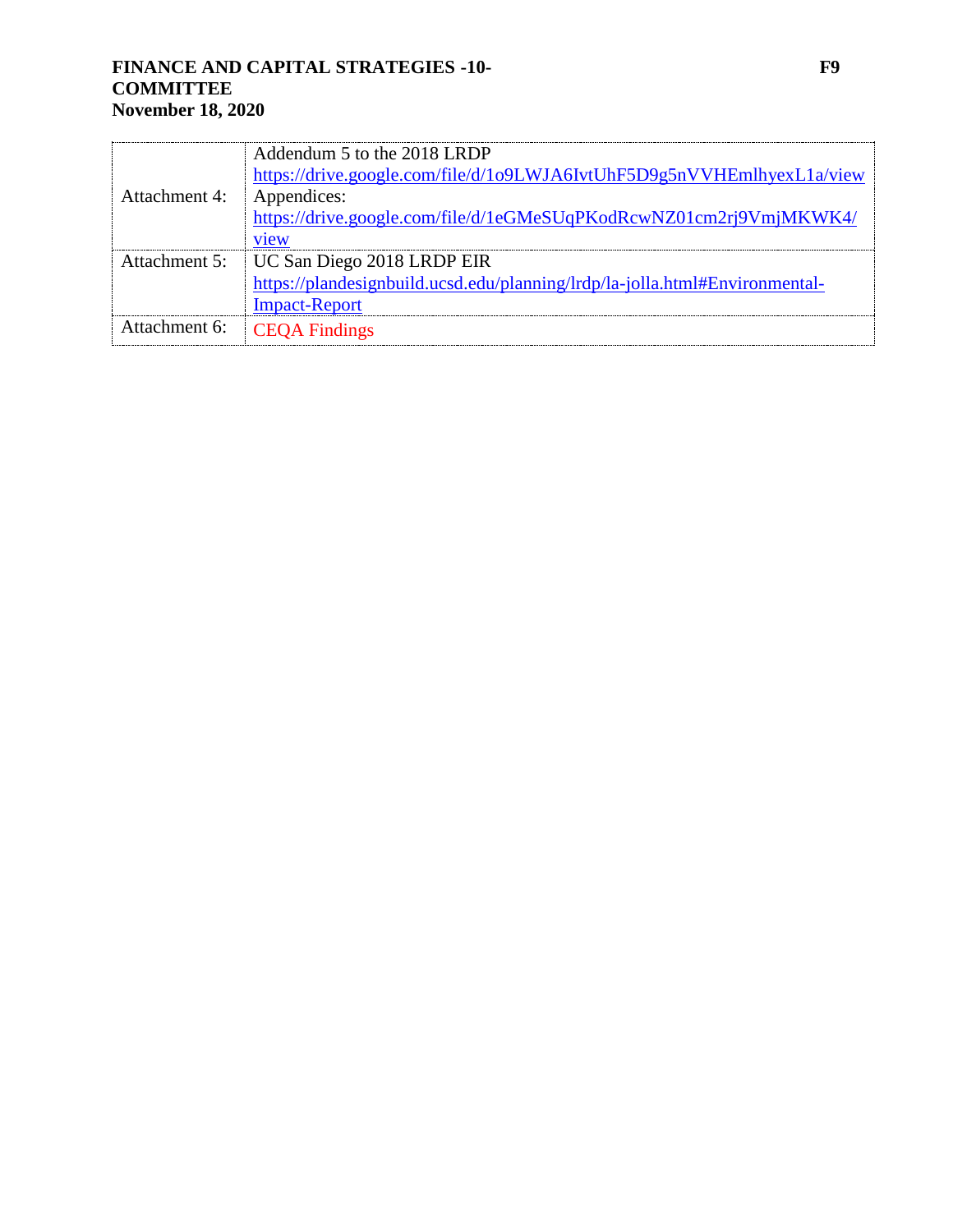| | |
|---|---|
| Attachment 4: | Addendum 5 to the 2018 LRDP https://drive.google.com/file/d/1o9LWJA6IvtUhF5D9g5nVVHEmlhyexL1a/view Appendices: https://drive.google.com/file/d/1eGMeSUqPKodRcwNZ01cm2rj9VmjMKWK4/view |
| Attachment 5: | UC San Diego 2018 LRDP EIR https://plandesignbuild.ucsd.edu/planning/lrdp/la-jolla.html#Environmental-Impact-Report |
| Attachment 6: | CEQA Findings |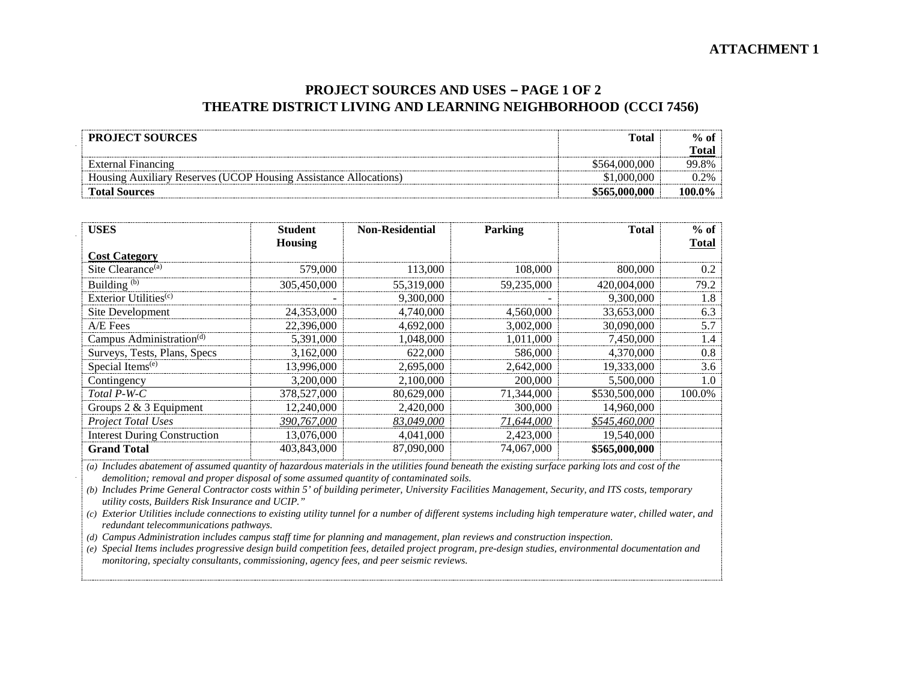**ATTACHMENT 1**

## PROJECT SOURCES AND USES – PAGE 1 OF 2
## THEATRE DISTRICT LIVING AND LEARNING NEIGHBORHOOD (CCCI 7456)

| **PROJECT SOURCES** | **Total** | **% of Total** |
|---|---|---|
| External Financing | $564,000,000 | 99.8% |
| Housing Auxiliary Reserves (UCOP Housing Assistance Allocations) | $1,000,000 | 0.2% |
| **Total Sources** | **$565,000,000** | **100.0%** |

| **USES** <br> **Cost Category** | **Student Housing** | **Non-Residential** | **Parking** | **Total** | **% of Total** |
|---|---|---|---|---|---|
| Site Clearance[(a)] | 579,000 | 113,000 | 108,000 | 800,000 | 0.2 |
| Building [(b)] | 305,450,000 | 55,319,000 | 59,235,000 | 420,004,000 | 79.2 |
| Exterior Utilities[(c)] | - | 9,300,000 | - | 9,300,000 | 1.8 |
| Site Development | 24,353,000 | 4,740,000 | 4,560,000 | 33,653,000 | 6.3 |
| A/E Fees | 22,396,000 | 4,692,000 | 3,002,000 | 30,090,000 | 5.7 |
| Campus Administration[(d)] | 5,391,000 | 1,048,000 | 1,011,000 | 7,450,000 | 1.4 |
| Surveys, Tests, Plans, Specs | 3,162,000 | 622,000 | 586,000 | 4,370,000 | 0.8 |
| Special Items[(e)] | 13,996,000 | 2,695,000 | 2,642,000 | 19,333,000 | 3.6 |
| Contingency | 3,200,000 | 2,100,000 | 200,000 | 5,500,000 | 1.0 |
| *Total P-W-C* | 378,527,000 | 80,629,000 | 71,344,000 | $530,500,000 | 100.0% |
| Groups 2 & 3 Equipment | 12,240,000 | 2,420,000 | 300,000 | 14,960,000 | |
| *Project Total Uses* | *390,767,000* | *83,049,000* | *71,644,000* | *$545,460,000* | |
| Interest During Construction | 13,076,000 | 4,041,000 | 2,423,000 | 19,540,000 | |
| **Grand Total** | 403,843,000 | 87,090,000 | 74,067,000 | **$565,000,000** | |

*(a) Includes abatement of assumed quantity of hazardous materials in the utilities found beneath the existing surface parking lots and cost of the demolition; removal and proper disposal of some assumed quantity of contaminated soils.*

*(b) Includes Prime General Contractor costs within 5' of building perimeter, University Facilities Management, Security, and ITS costs, temporary utility costs, Builders Risk Insurance and UCIP."*

*(c) Exterior Utilities include connections to existing utility tunnel for a number of different systems including high temperature water, chilled water, and redundant telecommunications pathways.*

*(d) Campus Administration includes campus staff time for planning and management, plan reviews and construction inspection.*

*(e) Special Items includes progressive design build competition fees, detailed project program, pre-design studies, environmental documentation and monitoring, specialty consultants, commissioning, agency fees, and peer seismic reviews.*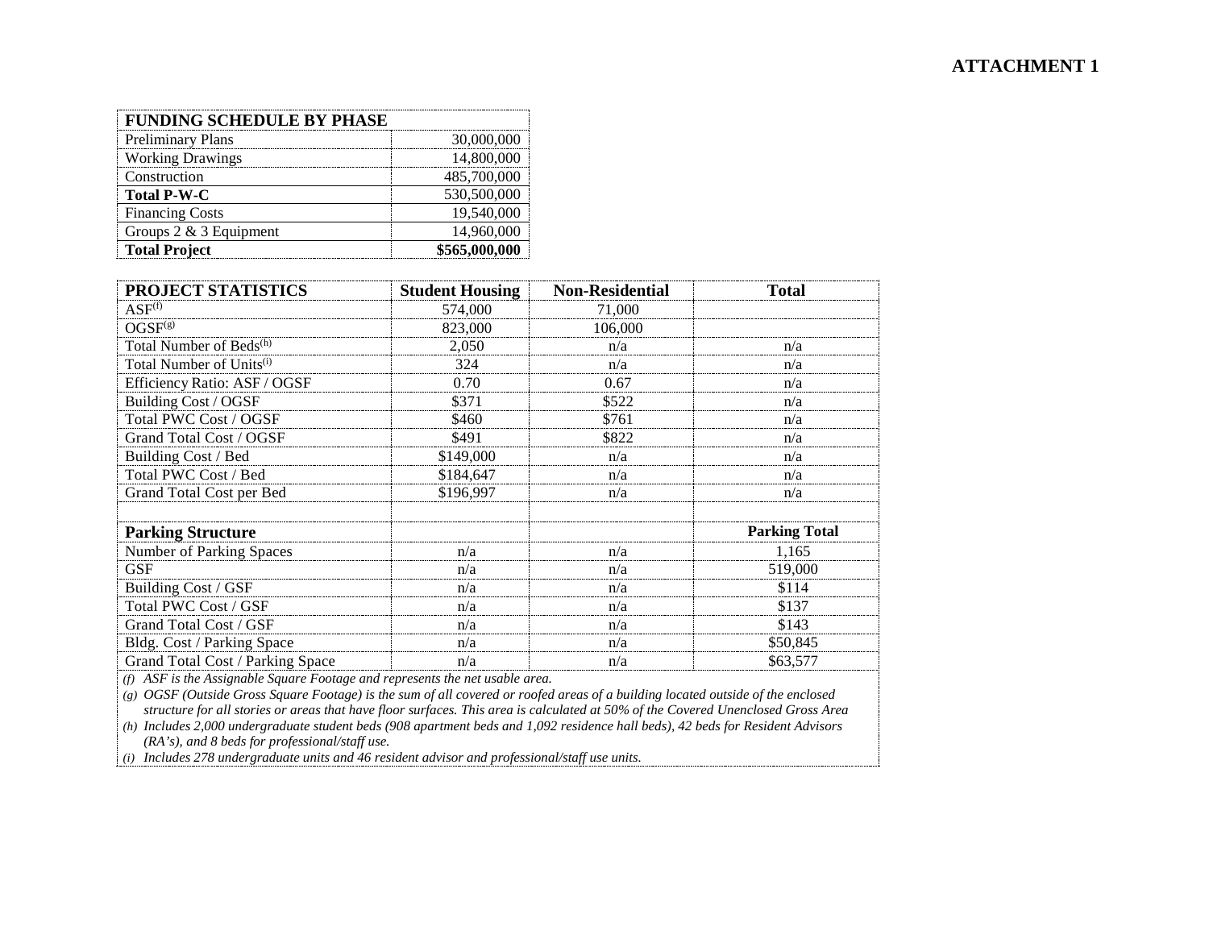**ATTACHMENT 1**

| FUNDING SCHEDULE BY PHASE | |
|---|---:|
| Preliminary Plans | 30,000,000 |
| Working Drawings | 14,800,000 |
| Construction | 485,700,000 |
| **Total P-W-C** | 530,500,000 |
| Financing Costs | 19,540,000 |
| Groups 2 & 3 Equipment | 14,960,000 |
| **Total Project** | **$565,000,000** |

| PROJECT STATISTICS | Student Housing | Non-Residential | Total |
|---|---|---|---|
| ASF[f] | 574,000 | 71,000 | |
| OGSF[g] | 823,000 | 106,000 | |
| Total Number of Beds[h] | 2,050 | n/a | n/a |
| Total Number of Units[i] | 324 | n/a | n/a |
| Efficiency Ratio: ASF / OGSF | 0.70 | 0.67 | n/a |
| Building Cost / OGSF | $371 | $522 | n/a |
| Total PWC Cost / OGSF | $460 | $761 | n/a |
| Grand Total Cost / OGSF | $491 | $822 | n/a |
| Building Cost / Bed | $149,000 | n/a | n/a |
| Total PWC Cost / Bed | $184,647 | n/a | n/a |
| Grand Total Cost per Bed | $196,997 | n/a | n/a |
| | | | |
| **Parking Structure** | | | **Parking Total** |
| Number of Parking Spaces | n/a | n/a | 1,165 |
| GSF | n/a | n/a | 519,000 |
| Building Cost / GSF | n/a | n/a | $114 |
| Total PWC Cost / GSF | n/a | n/a | $137 |
| Grand Total Cost / GSF | n/a | n/a | $143 |
| Bldg. Cost / Parking Space | n/a | n/a | $50,845 |
| Grand Total Cost / Parking Space | n/a | n/a | $63,577 |

*(f) ASF is the Assignable Square Footage and represents the net usable area.*

*(g) OGSF (Outside Gross Square Footage) is the sum of all covered or roofed areas of a building located outside of the enclosed structure for all stories or areas that have floor surfaces. This area is calculated at 50% of the Covered Unenclosed Gross Area*

*(h) Includes 2,000 undergraduate student beds (908 apartment beds and 1,092 residence hall beds), 42 beds for Resident Advisors (RA's), and 8 beds for professional/staff use.*

*(i) Includes 278 undergraduate units and 46 resident advisor and professional/staff use units.*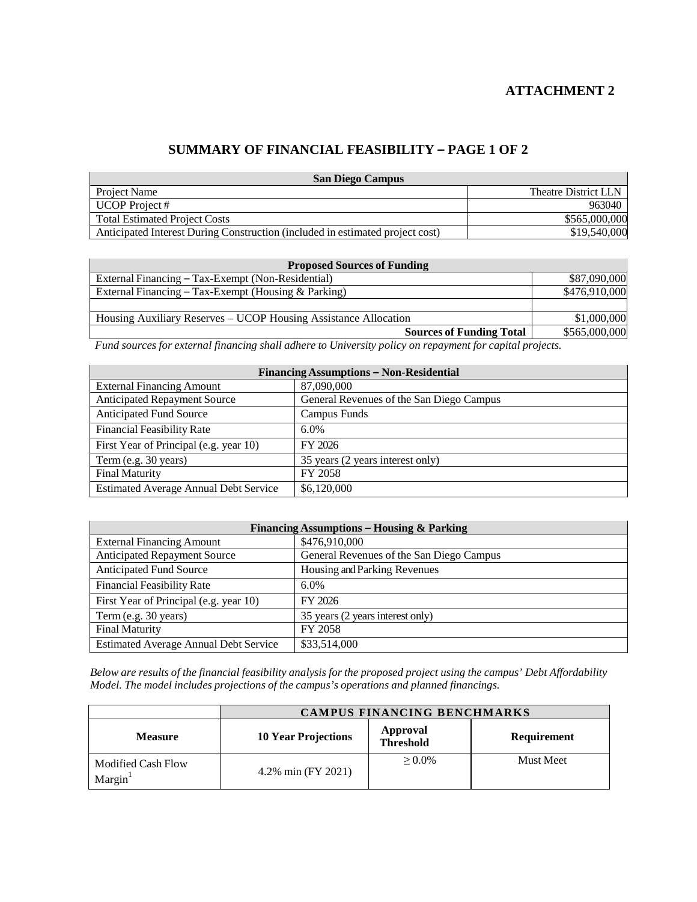**ATTACHMENT 2**

# SUMMARY OF FINANCIAL FEASIBILITY – PAGE 1 OF 2

| San Diego Campus | |
|---|---|
| Project Name | Theatre District LLN |
| UCOP Project # | 963040 |
| Total Estimated Project Costs | \$565,000,000 |
| Anticipated Interest During Construction (included in estimated project cost) | \$19,540,000 |

| Proposed Sources of Funding | |
|---|---|
| External Financing – Tax-Exempt (Non-Residential) | \$87,090,000 |
| External Financing – Tax-Exempt (Housing & Parking) | \$476,910,000 |
| | |
| Housing Auxiliary Reserves – UCOP Housing Assistance Allocation | \$1,000,000 |
| **Sources of Funding Total** | \$565,000,000 |

*Fund sources for external financing shall adhere to University policy on repayment for capital projects.*

| Financing Assumptions – Non-Residential | |
|---|---|
| External Financing Amount | 87,090,000 |
| Anticipated Repayment Source | General Revenues of the San Diego Campus |
| Anticipated Fund Source | Campus Funds |
| Financial Feasibility Rate | 6.0% |
| First Year of Principal (e.g. year 10) | FY 2026 |
| Term (e.g. 30 years) | 35 years (2 years interest only) |
| Final Maturity | FY 2058 |
| Estimated Average Annual Debt Service | \$6,120,000 |

| Financing Assumptions – Housing & Parking | |
|---|---|
| External Financing Amount | \$476,910,000 |
| Anticipated Repayment Source | General Revenues of the San Diego Campus |
| Anticipated Fund Source | Housing and Parking Revenues |
| Financial Feasibility Rate | 6.0% |
| First Year of Principal (e.g. year 10) | FY 2026 |
| Term (e.g. 30 years) | 35 years (2 years interest only) |
| Final Maturity | FY 2058 |
| Estimated Average Annual Debt Service | \$33,514,000 |

*Below are results of the financial feasibility analysis for the proposed project using the campus' Debt Affordability Model. The model includes projections of the campus's operations and planned financings.*

| | CAMPUS FINANCING BENCHMARKS | | |
|---|---|---|---|
| **Measure** | **10 Year Projections** | **Approval Threshold** | **Requirement** |
| Modified Cash Flow Margin[1] | 4.2% min (FY 2021) | ≥ 0.0% | Must Meet |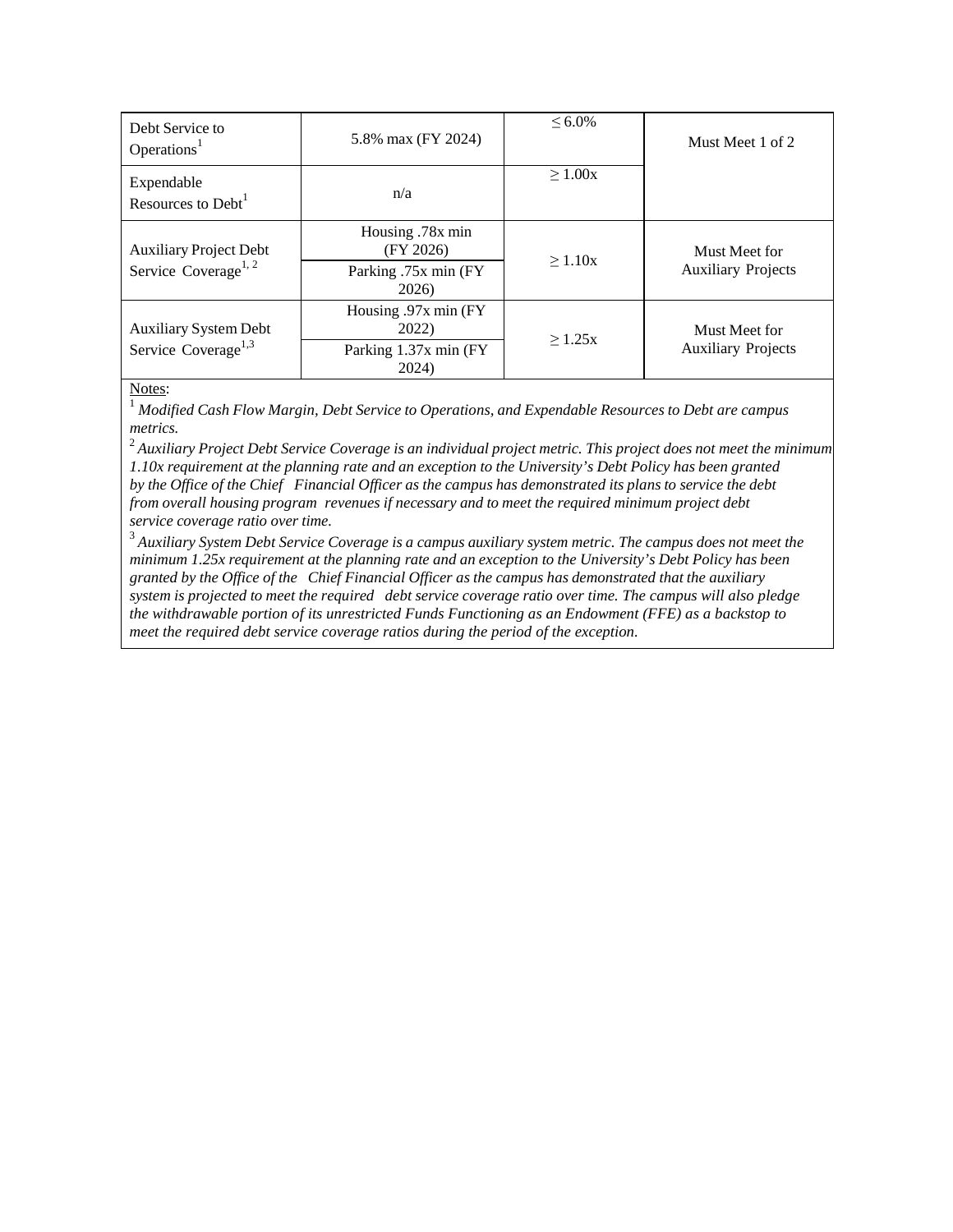| | | | |
|---|---|---|---|
| Debt Service to Operations[1] | 5.8% max (FY 2024) | ≤ 6.0% | Must Meet 1 of 2 |
| Expendable Resources to Debt[1] | n/a | ≥ 1.00x | |
| Auxiliary Project Debt Service Coverage[1, 2] | Housing .78x min (FY 2026) | ≥ 1.10x | Must Meet for Auxiliary Projects |
| | Parking .75x min (FY 2026) | | |
| Auxiliary System Debt Service Coverage[1,3] | Housing .97x min (FY 2022) | ≥ 1.25x | Must Meet for Auxiliary Projects |
| | Parking 1.37x min (FY 2024) | | |

Notes:

[1] *Modified Cash Flow Margin, Debt Service to Operations, and Expendable Resources to Debt are campus metrics.*

[2] *Auxiliary Project Debt Service Coverage is an individual project metric. This project does not meet the minimum 1.10x requirement at the planning rate and an exception to the University's Debt Policy has been granted by the Office of the Chief Financial Officer as the campus has demonstrated its plans to service the debt from overall housing program revenues if necessary and to meet the required minimum project debt service coverage ratio over time.*

[3] *Auxiliary System Debt Service Coverage is a campus auxiliary system metric. The campus does not meet the minimum 1.25x requirement at the planning rate and an exception to the University's Debt Policy has been granted by the Office of the Chief Financial Officer as the campus has demonstrated that the auxiliary system is projected to meet the required debt service coverage ratio over time. The campus will also pledge the withdrawable portion of its unrestricted Funds Functioning as an Endowment (FFE) as a backstop to meet the required debt service coverage ratios during the period of the exception.*